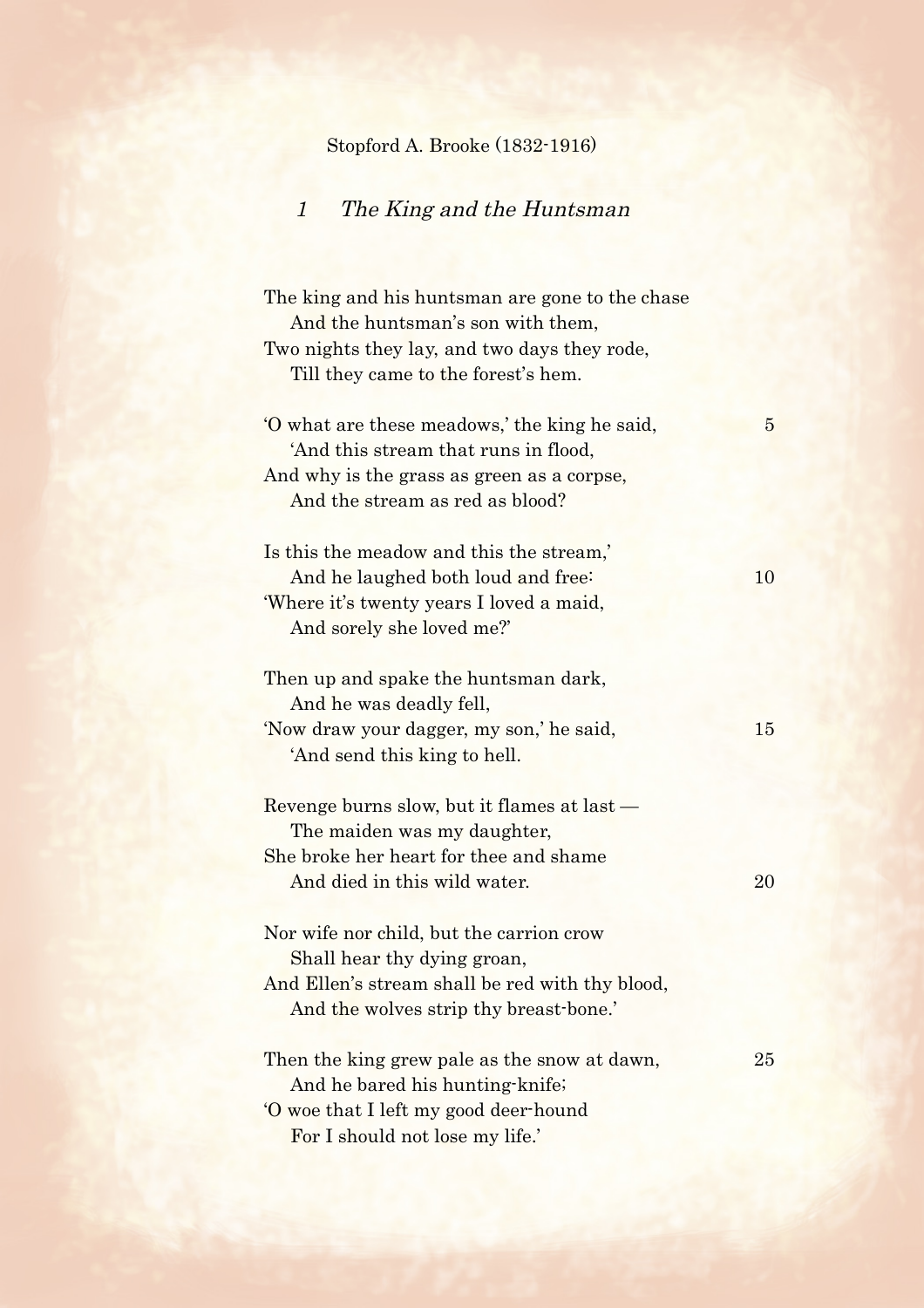Stopford A. Brooke (1832-1916)

## *1 The King and the Huntsman*

The king and his huntsman are gone to the chase  
  And the huntsman's son with them,  
Two nights they lay, and two days they rode,  
  Till they came to the forest's hem.

'O what are these meadows,' the king he said,  
  'And this stream that runs in flood,  
And why is the grass as green as a corpse,  
  And the stream as red as blood?

Is this the meadow and this the stream,'  
  And he laughed both loud and free:  
'Where it's twenty years I loved a maid,  
  And sorely she loved me?'

Then up and spake the huntsman dark,  
  And he was deadly fell,  
'Now draw your dagger, my son,' he said,  
  'And send this king to hell.

Revenge burns slow, but it flames at last —  
  The maiden was my daughter,  
She broke her heart for thee and shame  
  And died in this wild water.

Nor wife nor child, but the carrion crow  
  Shall hear thy dying groan,  
And Ellen's stream shall be red with thy blood,  
  And the wolves strip thy breast-bone.'

Then the king grew pale as the snow at dawn,  
  And he bared his hunting-knife;  
'O woe that I left my good deer-hound  
  For I should not lose my life.'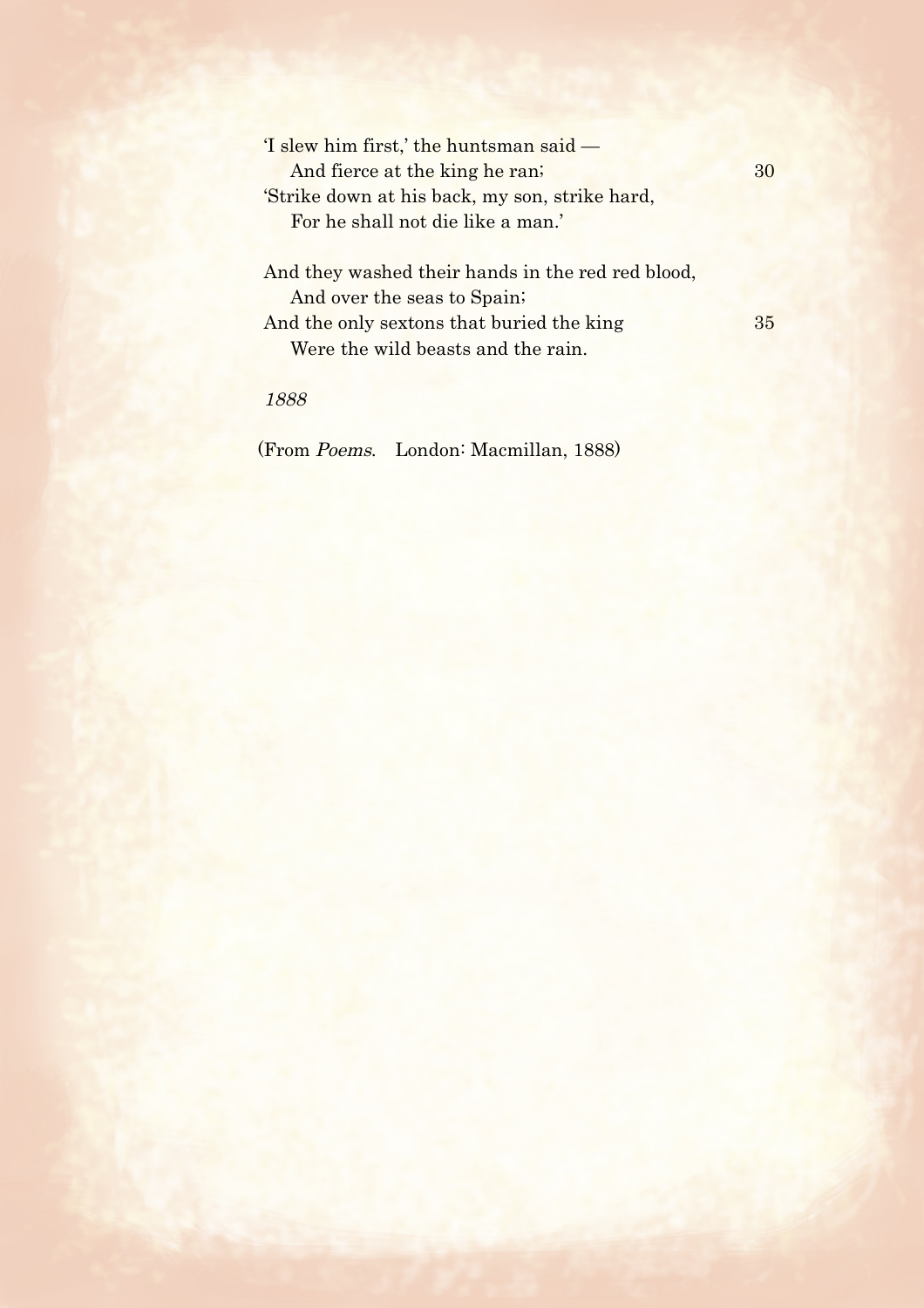'I slew him first,' the huntsman said —
   And fierce at the king he ran; 30
'Strike down at his back, my son, strike hard,
   For he shall not die like a man.'

And they washed their hands in the red red blood,
   And over the seas to Spain;
And the only sextons that buried the king 35
   Were the wild beasts and the rain.

*1888*

(From *Poems*. London: Macmillan, 1888)